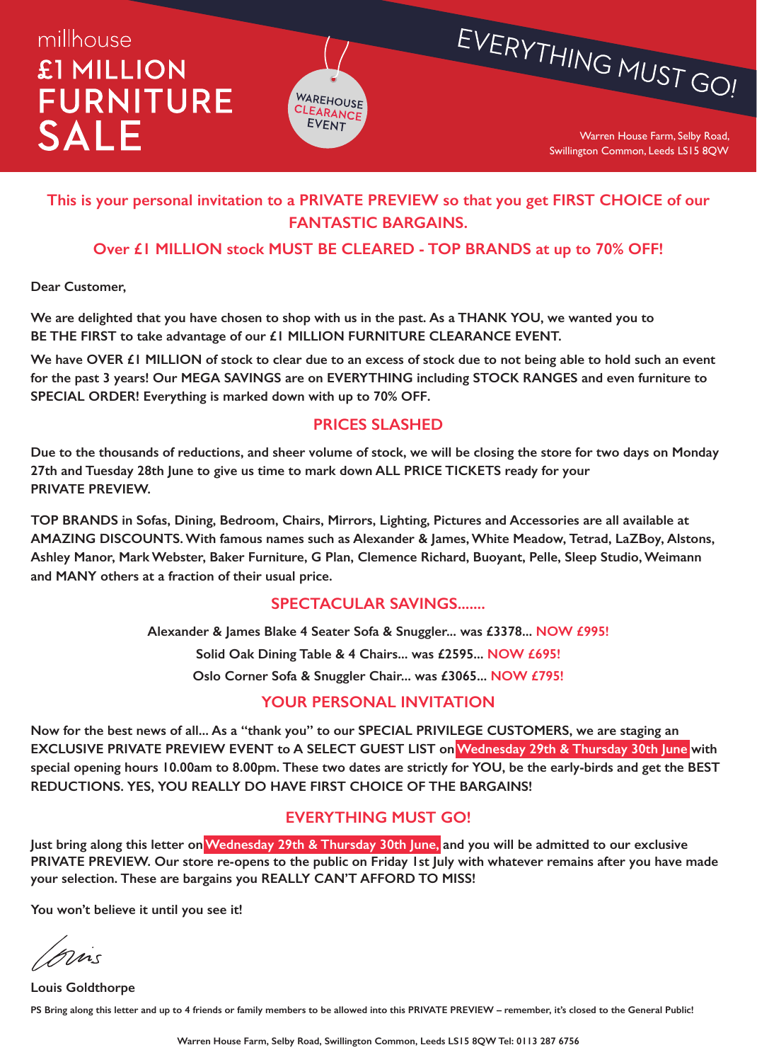millhouse

# £1 MILLION FURNITURE SALE

WAREHOUSE CLEARANCE EVENT

EVERYTHING MUST GO!

Warren House Farm, Selby Road, Swillington Common, Leeds LS15 8QW

**This is your personal invitation to a PRIVATE PREVIEW so that you get FIRST CHOICE of our FANTASTIC BARGAINS.**

**Over £1 MILLION stock MUST BE CLEARED - TOP BRANDS at up to 70% OFF!**

**Dear Customer,**

**We are delighted that you have chosen to shop with us in the past. As a THANK YOU, we wanted you to BE THE FIRST to take advantage of our £1 MILLION FURNITURE CLEARANCE EVENT.**

**We have OVER £1 MILLION of stock to clear due to an excess of stock due to not being able to hold such an event for the past 3 years! Our MEGA SAVINGS are on EVERYTHING including STOCK RANGES and even furniture to SPECIAL ORDER! Everything is marked down with up to 70% OFF.**

## PRICES SLASHED

**Due to the thousands of reductions, and sheer volume of stock, we will be closing the store for two days on Monday 27th and Tuesday 28th June to give us time to mark down ALL PRICE TICKETS ready for your PRIVATE PREVIEW.**

**TOP BRANDS in Sofas, Dining, Bedroom, Chairs, Mirrors, Lighting, Pictures and Accessories are all available at AMAZING DISCOUNTS. With famous names such as Alexander & James, White Meadow, Tetrad, LaZBoy, Alstons, Ashley Manor, Mark Webster, Baker Furniture, G Plan, Clemence Richard, Buoyant, Pelle, Sleep Studio, Weimann and MANY others at a fraction of their usual price.**

## SPECTACULAR SAVINGS.......

**Alexander & James Blake 4 Seater Sofa & Snuggler... was £3378... NOW £995!**

**Solid Oak Dining Table & 4 Chairs... was £2595... NOW £695!**

**Oslo Corner Sofa & Snuggler Chair... was £3065... NOW £795!**

## YOUR PERSONAL INVITATION

**Now for the best news of all... As a "thank you" to our SPECIAL PRIVILEGE CUSTOMERS, we are staging an EXCLUSIVE PRIVATE PREVIEW EVENT to A SELECT GUEST LIST on Wednesday 29th & Thursday 30th June with special opening hours 10.00am to 8.00pm. These two dates are strictly for YOU, be the early-birds and get the BEST REDUCTIONS. YES, YOU REALLY DO HAVE FIRST CHOICE OF THE BARGAINS!**

## EVERYTHING MUST GO!

**Just bring along this letter on Wednesday 29th & Thursday 30th June, and you will be admitted to our exclusive PRIVATE PREVIEW. Our store re-opens to the public on Friday 1st July with whatever remains after you have made your selection. These are bargains you REALLY CAN'T AFFORD TO MISS!**

**You won't believe it until you see it!**

Louis

**Louis Goldthorpe**

**PS Bring along this letter and up to 4 friends or family members to be allowed into this PRIVATE PREVIEW – remember, it's closed to the General Public!**

Warren House Farm, Selby Road, Swillington Common, Leeds LS15 8QW Tel: 0113 287 6756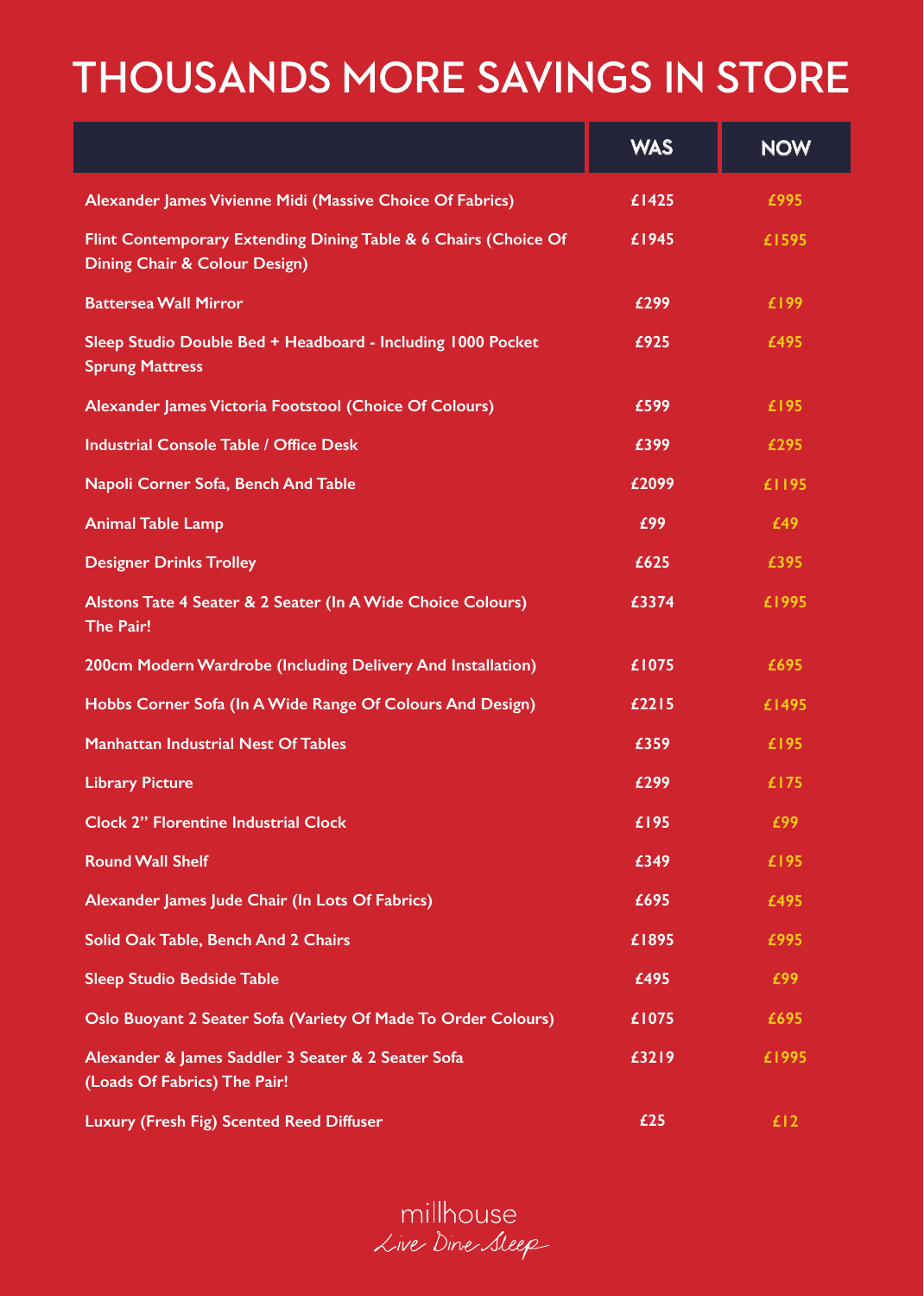# THOUSANDS MORE SAVINGS IN STORE

| | WAS | NOW |
|---|---|---|
| Alexander James Vivienne Midi (Massive Choice Of Fabrics) | £1425 | £995 |
| Flint Contemporary Extending Dining Table & 6 Chairs (Choice Of Dining Chair & Colour Design) | £1945 | £1595 |
| Battersea Wall Mirror | £299 | £199 |
| Sleep Studio Double Bed + Headboard - Including 1000 Pocket Sprung Mattress | £925 | £495 |
| Alexander James Victoria Footstool (Choice Of Colours) | £599 | £195 |
| Industrial Console Table / Office Desk | £399 | £295 |
| Napoli Corner Sofa, Bench And Table | £2099 | £1195 |
| Animal Table Lamp | £99 | £49 |
| Designer Drinks Trolley | £625 | £395 |
| Alstons Tate 4 Seater & 2 Seater (In A Wide Choice Colours) The Pair! | £3374 | £1995 |
| 200cm Modern Wardrobe (Including Delivery And Installation) | £1075 | £695 |
| Hobbs Corner Sofa (In A Wide Range Of Colours And Design) | £2215 | £1495 |
| Manhattan Industrial Nest Of Tables | £359 | £195 |
| Library Picture | £299 | £175 |
| Clock 2" Florentine Industrial Clock | £195 | £99 |
| Round Wall Shelf | £349 | £195 |
| Alexander James Jude Chair (In Lots Of Fabrics) | £695 | £495 |
| Solid Oak Table, Bench And 2 Chairs | £1895 | £995 |
| Sleep Studio Bedside Table | £495 | £99 |
| Oslo Buoyant 2 Seater Sofa (Variety Of Made To Order Colours) | £1075 | £695 |
| Alexander & James Saddler 3 Seater & 2 Seater Sofa (Loads Of Fabrics) The Pair! | £3219 | £1995 |
| Luxury (Fresh Fig) Scented Reed Diffuser | £25 | £12 |

millhouse
*Live Dine Sleep*